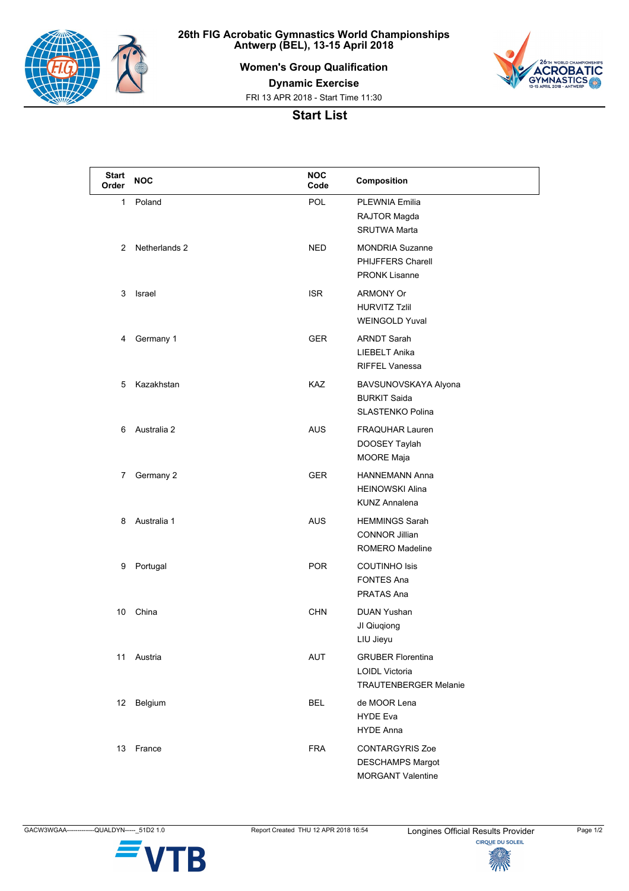# 26th FIG Acrobatic Gymnastics World Championships
## Antwerp (BEL), 13-15 April 2018

### Women's Group Qualification

### Dynamic Exercise

FRI 13 APR 2018 - Start Time 11:30

## Start List

| Start Order | NOC | NOC Code | Composition |
|---|---|---|---|
| 1 | Poland | POL | PLEWNIA Emilia<br>RAJTOR Magda<br>SRUTWA Marta |
| 2 | Netherlands 2 | NED | MONDRIA Suzanne<br>PHIJFFERS Charell<br>PRONK Lisanne |
| 3 | Israel | ISR | ARMONY Or<br>HURVITZ Tzlil<br>WEINGOLD Yuval |
| 4 | Germany 1 | GER | ARNDT Sarah<br>LIEBELT Anika<br>RIFFEL Vanessa |
| 5 | Kazakhstan | KAZ | BAVSUNOVSKAYA Alyona<br>BURKIT Saida<br>SLASTENKO Polina |
| 6 | Australia 2 | AUS | FRAQUHAR Lauren<br>DOOSEY Taylah<br>MOORE Maja |
| 7 | Germany 2 | GER | HANNEMANN Anna<br>HEINOWSKI Alina<br>KUNZ Annalena |
| 8 | Australia 1 | AUS | HEMMINGS Sarah<br>CONNOR Jillian<br>ROMERO Madeline |
| 9 | Portugal | POR | COUTINHO Isis<br>FONTES Ana<br>PRATAS Ana |
| 10 | China | CHN | DUAN Yushan<br>JI Qiuqiong<br>LIU Jieyu |
| 11 | Austria | AUT | GRUBER Florentina<br>LOIDL Victoria<br>TRAUTENBERGER Melanie |
| 12 | Belgium | BEL | de MOOR Lena<br>HYDE Eva<br>HYDE Anna |
| 13 | France | FRA | CONTARGYRIS Zoe<br>DESCHAMPS Margot<br>MORGANT Valentine |

GACW3WGAA-------------QUALDYN-----_51D2 1.0 Report Created THU 12 APR 2018 16:54 Longines Official Results Provider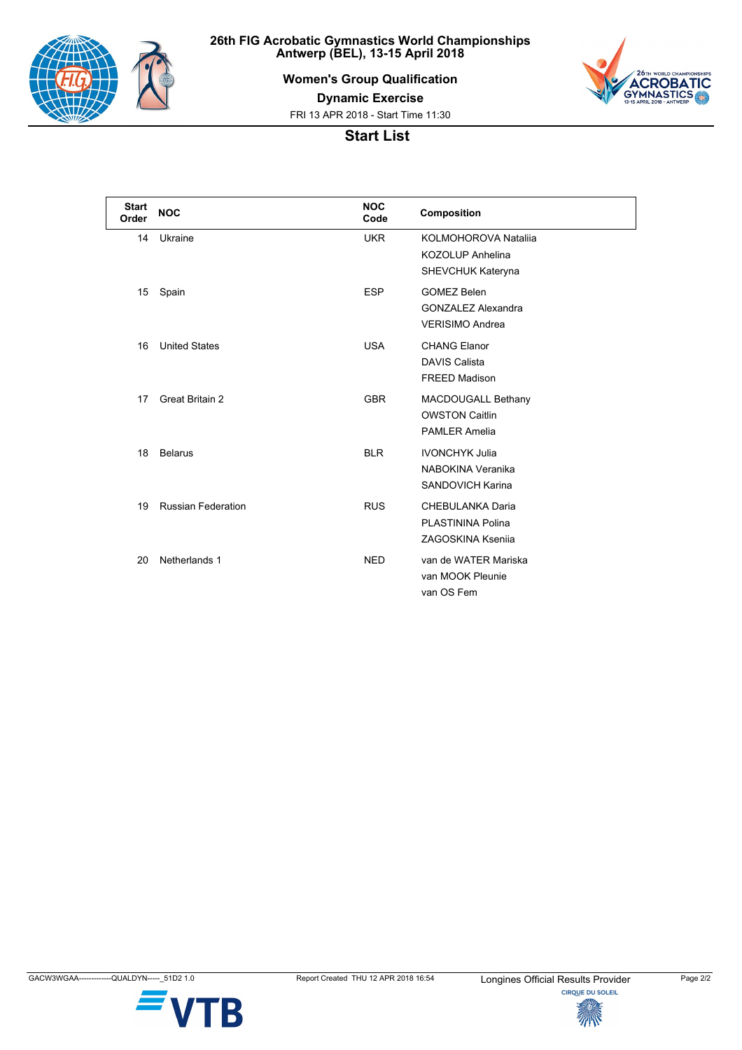# 26th FIG Acrobatic Gymnastics World Championships
## Antwerp (BEL), 13-15 April 2018

### Women's Group Qualification

### Dynamic Exercise

FRI 13 APR 2018 - Start Time 11:30

## Start List

| Start Order | NOC | NOC Code | Composition |
|---|---|---|---|
| 14 | Ukraine | UKR | KOLMOHOROVA Nataliia<br>KOZOLUP Anhelina<br>SHEVCHUK Kateryna |
| 15 | Spain | ESP | GOMEZ Belen<br>GONZALEZ Alexandra<br>VERISIMO Andrea |
| 16 | United States | USA | CHANG Elanor<br>DAVIS Calista<br>FREED Madison |
| 17 | Great Britain 2 | GBR | MACDOUGALL Bethany<br>OWSTON Caitlin<br>PAMLER Amelia |
| 18 | Belarus | BLR | IVONCHYK Julia<br>NABOKINA Veranika<br>SANDOVICH Karina |
| 19 | Russian Federation | RUS | CHEBULANKA Daria<br>PLASTININA Polina<br>ZAGOSKINA Kseniia |
| 20 | Netherlands 1 | NED | van de WATER Mariska<br>van MOOK Pleunie<br>van OS Fem |

GACW3WGAA-------------QUALDYN-----_51D2 1.0    Report Created THU 12 APR 2018 16:54    Longines Official Results Provider